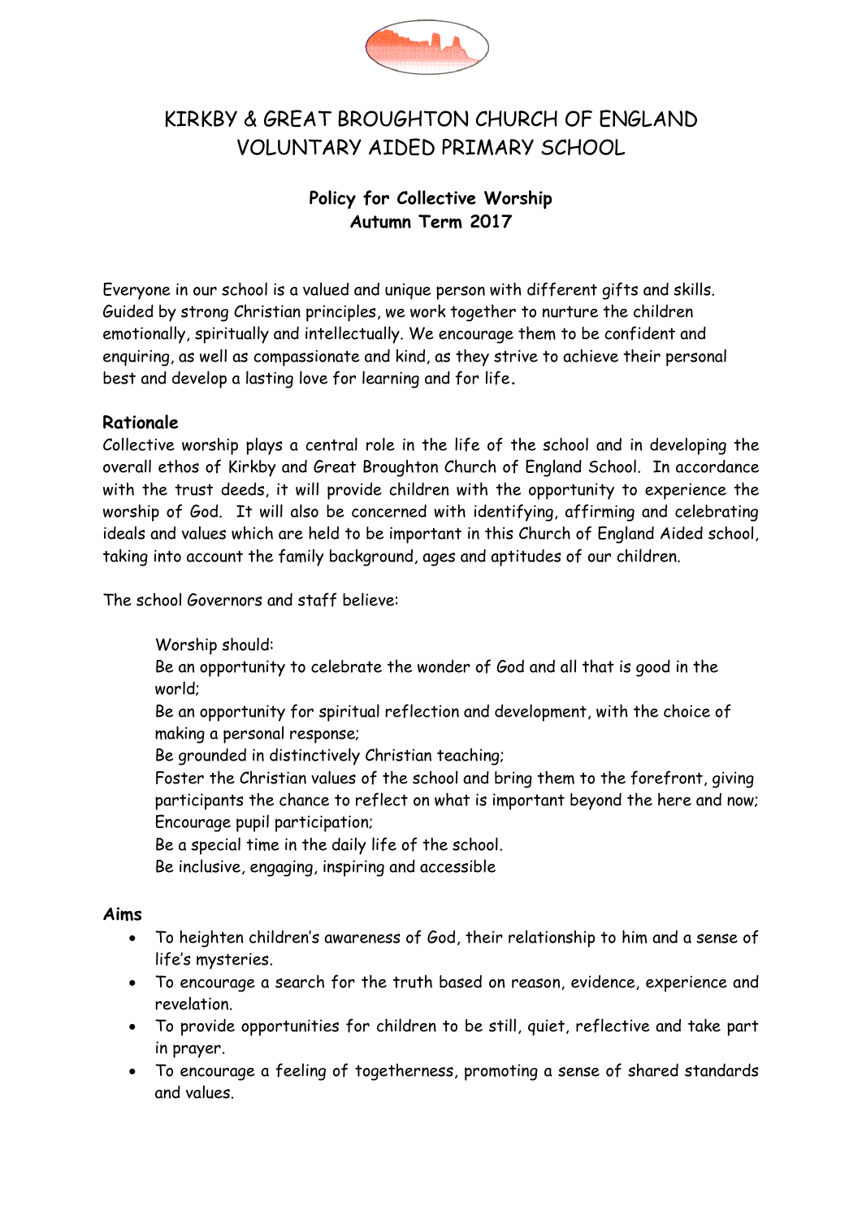# KIRKBY & GREAT BROUGHTON CHURCH OF ENGLAND VOLUNTARY AIDED PRIMARY SCHOOL

## Policy for Collective Worship
## Autumn Term 2017

Everyone in our school is a valued and unique person with different gifts and skills. Guided by strong Christian principles, we work together to nurture the children emotionally, spiritually and intellectually. We encourage them to be confident and enquiring, as well as compassionate and kind, as they strive to achieve their personal best and develop a lasting love for learning and for life.

### Rationale

Collective worship plays a central role in the life of the school and in developing the overall ethos of Kirkby and Great Broughton Church of England School. In accordance with the trust deeds, it will provide children with the opportunity to experience the worship of God. It will also be concerned with identifying, affirming and celebrating ideals and values which are held to be important in this Church of England Aided school, taking into account the family background, ages and aptitudes of our children.

The school Governors and staff believe:

> Worship should:
> Be an opportunity to celebrate the wonder of God and all that is good in the world;
> Be an opportunity for spiritual reflection and development, with the choice of making a personal response;
> Be grounded in distinctively Christian teaching;
> Foster the Christian values of the school and bring them to the forefront, giving participants the chance to reflect on what is important beyond the here and now;
> Encourage pupil participation;
> Be a special time in the daily life of the school.
> Be inclusive, engaging, inspiring and accessible

### Aims

- To heighten children's awareness of God, their relationship to him and a sense of life's mysteries.
- To encourage a search for the truth based on reason, evidence, experience and revelation.
- To provide opportunities for children to be still, quiet, reflective and take part in prayer.
- To encourage a feeling of togetherness, promoting a sense of shared standards and values.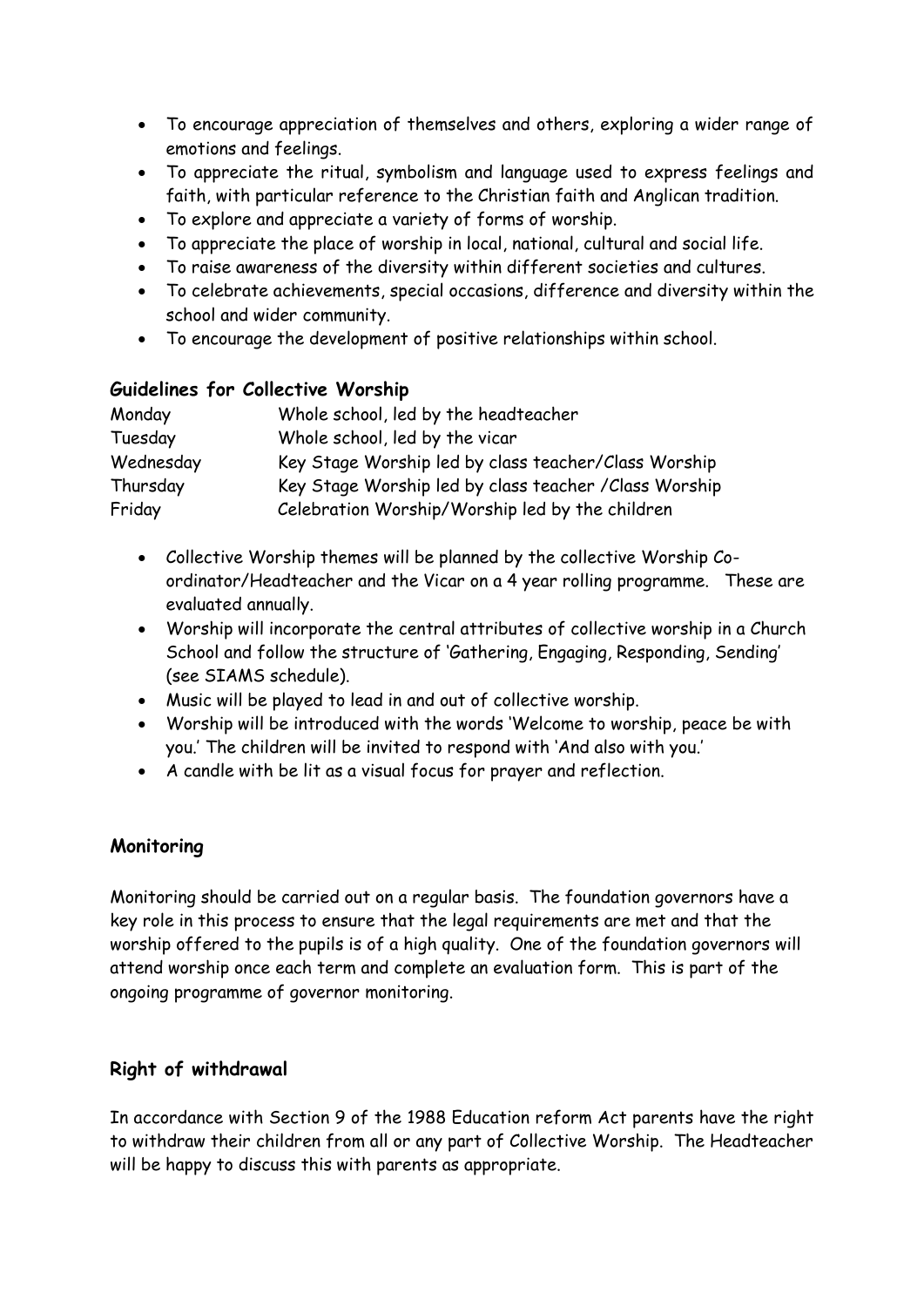- To encourage appreciation of themselves and others, exploring a wider range of emotions and feelings.
- To appreciate the ritual, symbolism and language used to express feelings and faith, with particular reference to the Christian faith and Anglican tradition.
- To explore and appreciate a variety of forms of worship.
- To appreciate the place of worship in local, national, cultural and social life.
- To raise awareness of the diversity within different societies and cultures.
- To celebrate achievements, special occasions, difference and diversity within the school and wider community.
- To encourage the development of positive relationships within school.

## Guidelines for Collective Worship

| | |
|---|---|
| Monday | Whole school, led by the headteacher |
| Tuesday | Whole school, led by the vicar |
| Wednesday | Key Stage Worship led by class teacher/Class Worship |
| Thursday | Key Stage Worship led by class teacher /Class Worship |
| Friday | Celebration Worship/Worship led by the children |

- Collective Worship themes will be planned by the collective Worship Co-ordinator/Headteacher and the Vicar on a 4 year rolling programme. These are evaluated annually.
- Worship will incorporate the central attributes of collective worship in a Church School and follow the structure of 'Gathering, Engaging, Responding, Sending' (see SIAMS schedule).
- Music will be played to lead in and out of collective worship.
- Worship will be introduced with the words 'Welcome to worship, peace be with you.' The children will be invited to respond with 'And also with you.'
- A candle with be lit as a visual focus for prayer and reflection.

## Monitoring

Monitoring should be carried out on a regular basis. The foundation governors have a key role in this process to ensure that the legal requirements are met and that the worship offered to the pupils is of a high quality. One of the foundation governors will attend worship once each term and complete an evaluation form. This is part of the ongoing programme of governor monitoring.

## Right of withdrawal

In accordance with Section 9 of the 1988 Education reform Act parents have the right to withdraw their children from all or any part of Collective Worship. The Headteacher will be happy to discuss this with parents as appropriate.